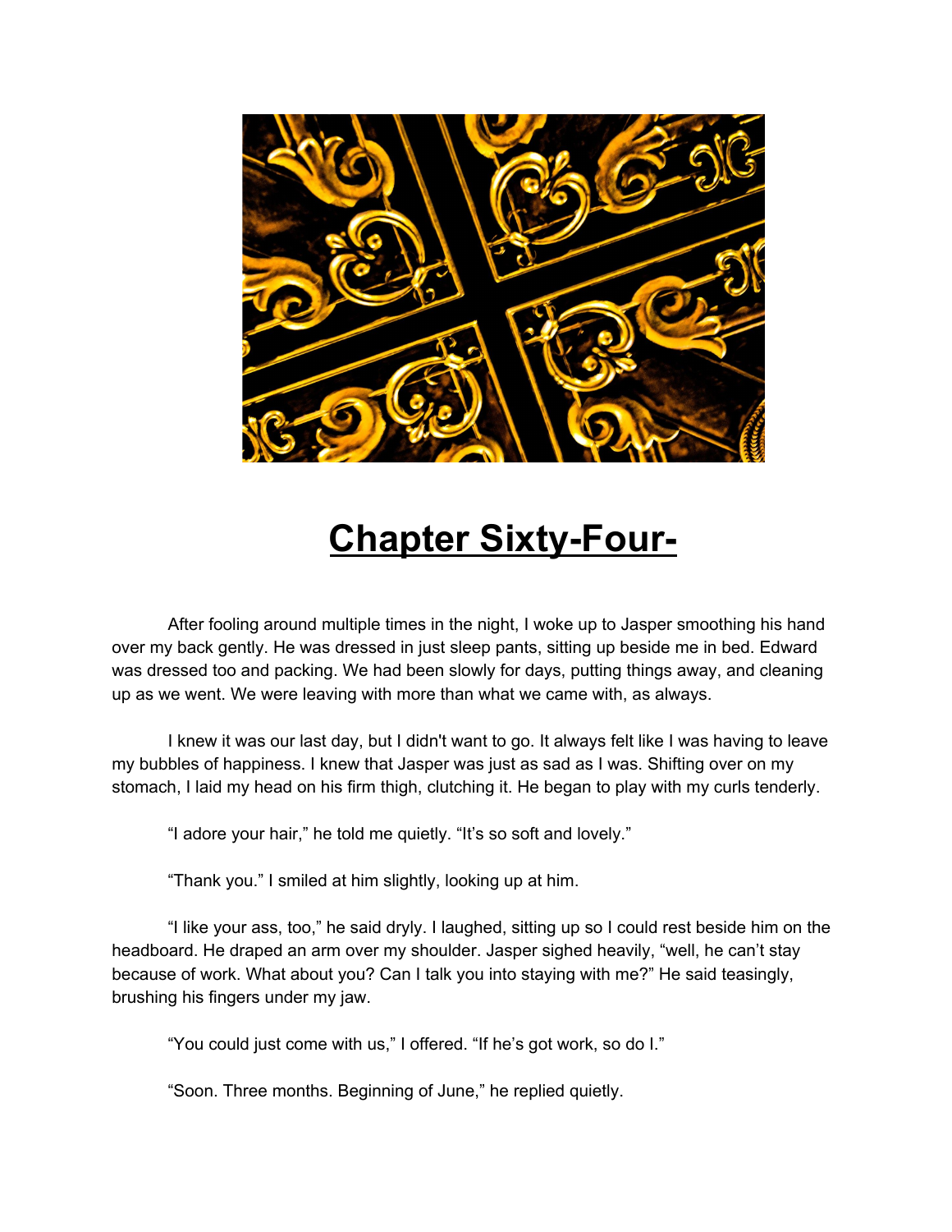# Chapter Sixty-Four-

After fooling around multiple times in the night, I woke up to Jasper smoothing his hand over my back gently. He was dressed in just sleep pants, sitting up beside me in bed. Edward was dressed too and packing. We had been slowly for days, putting things away, and cleaning up as we went. We were leaving with more than what we came with, as always.

I knew it was our last day, but I didn't want to go. It always felt like I was having to leave my bubbles of happiness. I knew that Jasper was just as sad as I was. Shifting over on my stomach, I laid my head on his firm thigh, clutching it. He began to play with my curls tenderly.

"I adore your hair," he told me quietly. "It's so soft and lovely."

"Thank you." I smiled at him slightly, looking up at him.

"I like your ass, too," he said dryly. I laughed, sitting up so I could rest beside him on the headboard. He draped an arm over my shoulder. Jasper sighed heavily, "well, he can't stay because of work. What about you? Can I talk you into staying with me?" He said teasingly, brushing his fingers under my jaw.

"You could just come with us," I offered. "If he's got work, so do I."

"Soon. Three months. Beginning of June," he replied quietly.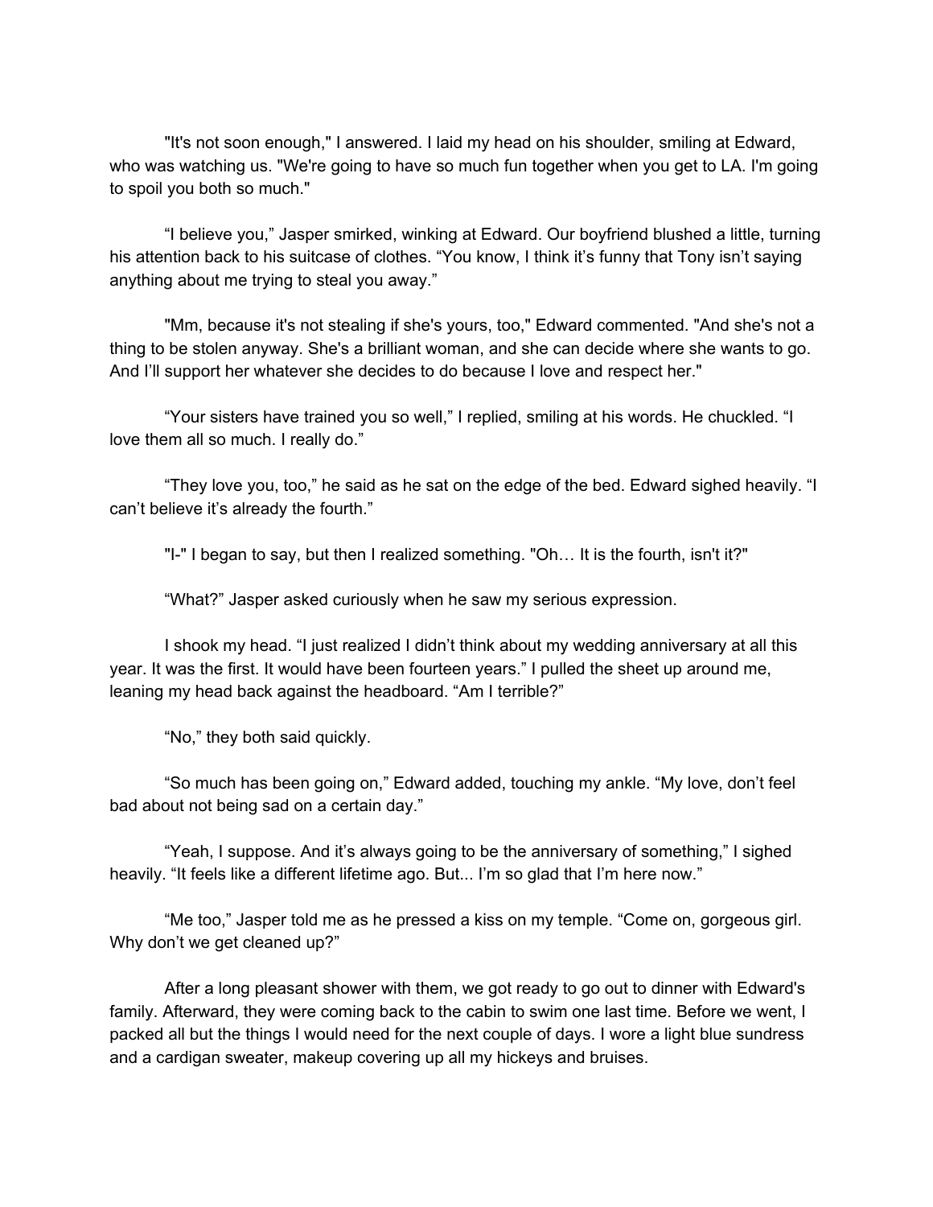"It's not soon enough," I answered. I laid my head on his shoulder, smiling at Edward, who was watching us. "We're going to have so much fun together when you get to LA. I'm going to spoil you both so much."

“I believe you,” Jasper smirked, winking at Edward. Our boyfriend blushed a little, turning his attention back to his suitcase of clothes. “You know, I think it’s funny that Tony isn’t saying anything about me trying to steal you away.”

"Mm, because it's not stealing if she's yours, too," Edward commented. "And she's not a thing to be stolen anyway. She's a brilliant woman, and she can decide where she wants to go. And I’ll support her whatever she decides to do because I love and respect her."

“Your sisters have trained you so well,” I replied, smiling at his words. He chuckled. “I love them all so much. I really do.”

“They love you, too,” he said as he sat on the edge of the bed. Edward sighed heavily. “I can’t believe it’s already the fourth.”

"I-" I began to say, but then I realized something. "Oh… It is the fourth, isn't it?"

“What?” Jasper asked curiously when he saw my serious expression.

I shook my head. “I just realized I didn’t think about my wedding anniversary at all this year. It was the first. It would have been fourteen years.” I pulled the sheet up around me, leaning my head back against the headboard. “Am I terrible?”

“No,” they both said quickly.

“So much has been going on,” Edward added, touching my ankle. “My love, don’t feel bad about not being sad on a certain day.”

“Yeah, I suppose. And it’s always going to be the anniversary of something,” I sighed heavily. “It feels like a different lifetime ago. But... I’m so glad that I’m here now.”

“Me too,” Jasper told me as he pressed a kiss on my temple. “Come on, gorgeous girl. Why don’t we get cleaned up?”

After a long pleasant shower with them, we got ready to go out to dinner with Edward's family. Afterward, they were coming back to the cabin to swim one last time. Before we went, I packed all but the things I would need for the next couple of days. I wore a light blue sundress and a cardigan sweater, makeup covering up all my hickeys and bruises.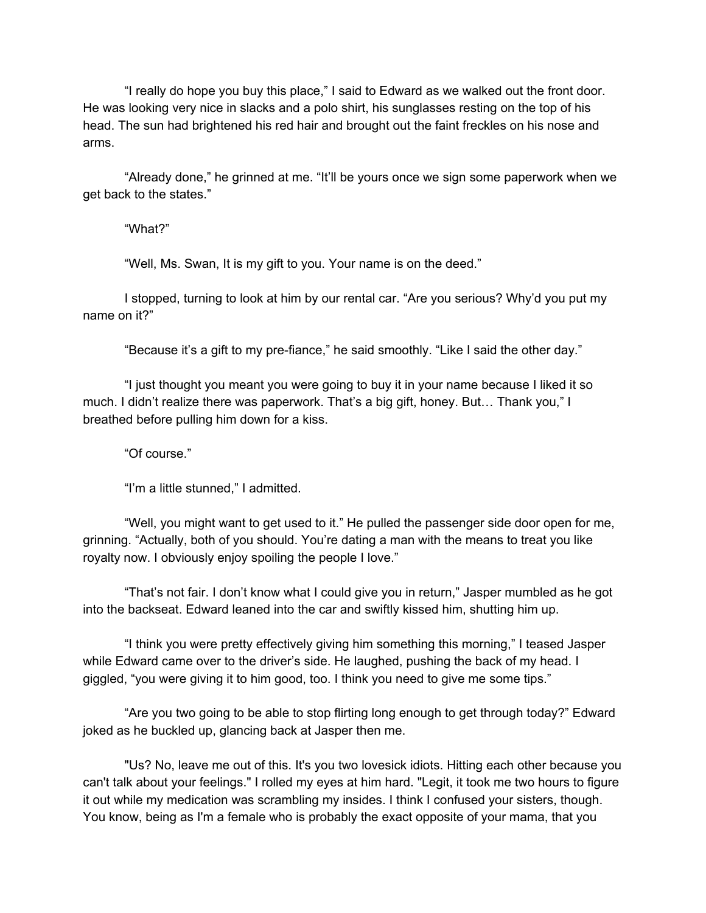"I really do hope you buy this place," I said to Edward as we walked out the front door. He was looking very nice in slacks and a polo shirt, his sunglasses resting on the top of his head. The sun had brightened his red hair and brought out the faint freckles on his nose and arms.

"Already done," he grinned at me. "It'll be yours once we sign some paperwork when we get back to the states."

"What?"

"Well, Ms. Swan, It is my gift to you. Your name is on the deed."

I stopped, turning to look at him by our rental car. "Are you serious? Why'd you put my name on it?"

"Because it's a gift to my pre-fiance," he said smoothly. "Like I said the other day."

"I just thought you meant you were going to buy it in your name because I liked it so much. I didn't realize there was paperwork. That's a big gift, honey. But… Thank you," I breathed before pulling him down for a kiss.

"Of course."

"I'm a little stunned," I admitted.

"Well, you might want to get used to it." He pulled the passenger side door open for me, grinning. "Actually, both of you should. You're dating a man with the means to treat you like royalty now. I obviously enjoy spoiling the people I love."

"That's not fair. I don't know what I could give you in return," Jasper mumbled as he got into the backseat. Edward leaned into the car and swiftly kissed him, shutting him up.

"I think you were pretty effectively giving him something this morning," I teased Jasper while Edward came over to the driver's side. He laughed, pushing the back of my head. I giggled, "you were giving it to him good, too. I think you need to give me some tips."

"Are you two going to be able to stop flirting long enough to get through today?" Edward joked as he buckled up, glancing back at Jasper then me.

"Us? No, leave me out of this. It's you two lovesick idiots. Hitting each other because you can't talk about your feelings." I rolled my eyes at him hard. "Legit, it took me two hours to figure it out while my medication was scrambling my insides. I think I confused your sisters, though. You know, being as I'm a female who is probably the exact opposite of your mama, that you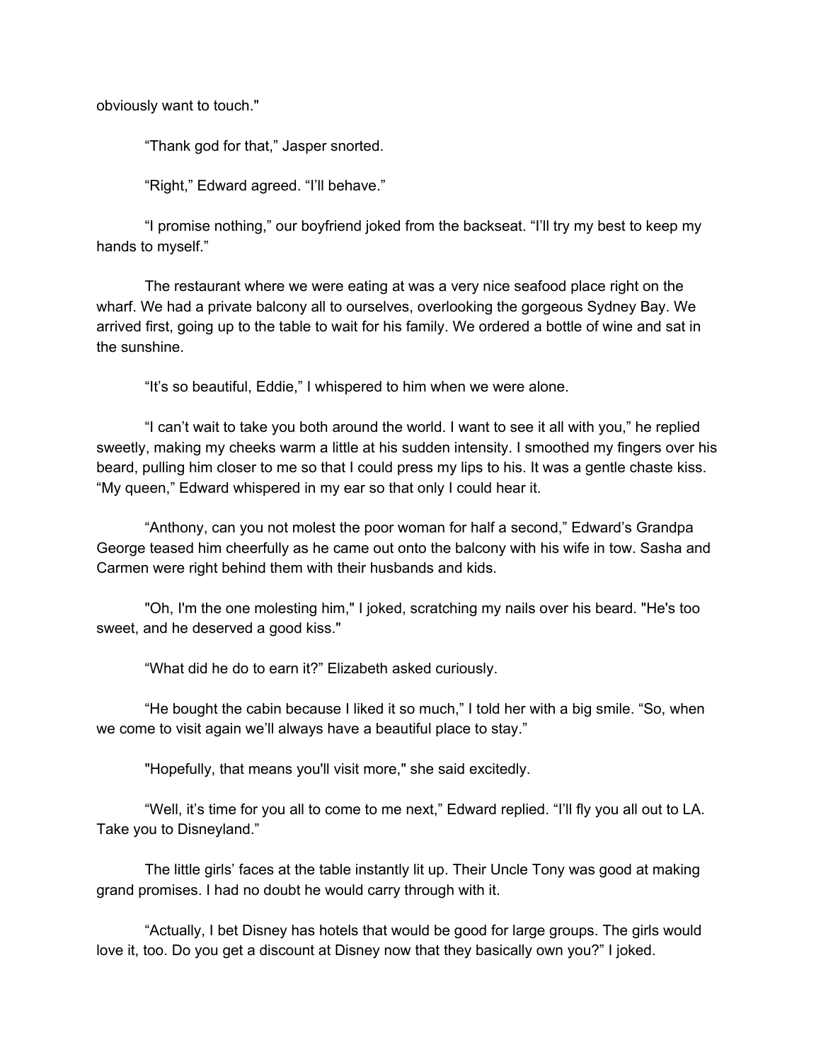obviously want to touch."

"Thank god for that," Jasper snorted.

"Right," Edward agreed. "I'll behave."

"I promise nothing," our boyfriend joked from the backseat. "I'll try my best to keep my hands to myself."

The restaurant where we were eating at was a very nice seafood place right on the wharf. We had a private balcony all to ourselves, overlooking the gorgeous Sydney Bay. We arrived first, going up to the table to wait for his family. We ordered a bottle of wine and sat in the sunshine.

"It's so beautiful, Eddie," I whispered to him when we were alone.

"I can't wait to take you both around the world. I want to see it all with you," he replied sweetly, making my cheeks warm a little at his sudden intensity. I smoothed my fingers over his beard, pulling him closer to me so that I could press my lips to his. It was a gentle chaste kiss. "My queen," Edward whispered in my ear so that only I could hear it.

"Anthony, can you not molest the poor woman for half a second," Edward's Grandpa George teased him cheerfully as he came out onto the balcony with his wife in tow. Sasha and Carmen were right behind them with their husbands and kids.

"Oh, I'm the one molesting him," I joked, scratching my nails over his beard. "He's too sweet, and he deserved a good kiss."

"What did he do to earn it?" Elizabeth asked curiously.

"He bought the cabin because I liked it so much," I told her with a big smile. "So, when we come to visit again we'll always have a beautiful place to stay."

"Hopefully, that means you'll visit more," she said excitedly.

"Well, it's time for you all to come to me next," Edward replied. "I'll fly you all out to LA. Take you to Disneyland."

The little girls' faces at the table instantly lit up. Their Uncle Tony was good at making grand promises. I had no doubt he would carry through with it.

"Actually, I bet Disney has hotels that would be good for large groups. The girls would love it, too. Do you get a discount at Disney now that they basically own you?" I joked.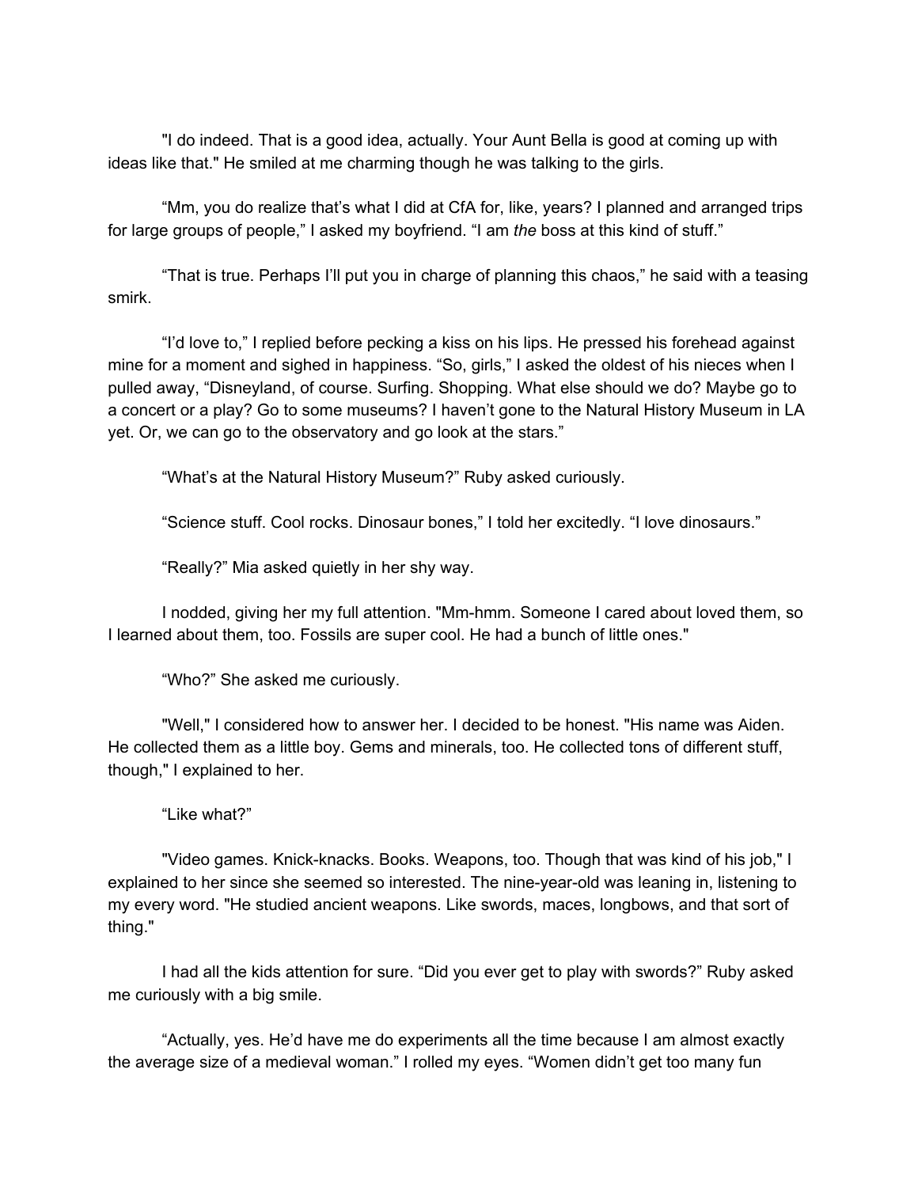"I do indeed. That is a good idea, actually. Your Aunt Bella is good at coming up with ideas like that." He smiled at me charming though he was talking to the girls.

“Mm, you do realize that’s what I did at CfA for, like, years? I planned and arranged trips for large groups of people,” I asked my boyfriend. “I am *the* boss at this kind of stuff.”

“That is true. Perhaps I’ll put you in charge of planning this chaos,” he said with a teasing smirk.

“I’d love to,” I replied before pecking a kiss on his lips. He pressed his forehead against mine for a moment and sighed in happiness. “So, girls,” I asked the oldest of his nieces when I pulled away, “Disneyland, of course. Surfing. Shopping. What else should we do? Maybe go to a concert or a play? Go to some museums? I haven’t gone to the Natural History Museum in LA yet. Or, we can go to the observatory and go look at the stars.”

“What’s at the Natural History Museum?” Ruby asked curiously.

“Science stuff. Cool rocks. Dinosaur bones,” I told her excitedly. “I love dinosaurs.”

“Really?” Mia asked quietly in her shy way.

I nodded, giving her my full attention. "Mm-hmm. Someone I cared about loved them, so I learned about them, too. Fossils are super cool. He had a bunch of little ones."

“Who?” She asked me curiously.

"Well," I considered how to answer her. I decided to be honest. "His name was Aiden. He collected them as a little boy. Gems and minerals, too. He collected tons of different stuff, though," I explained to her.

“Like what?”

"Video games. Knick-knacks. Books. Weapons, too. Though that was kind of his job," I explained to her since she seemed so interested. The nine-year-old was leaning in, listening to my every word. "He studied ancient weapons. Like swords, maces, longbows, and that sort of thing."

I had all the kids attention for sure. “Did you ever get to play with swords?” Ruby asked me curiously with a big smile.

“Actually, yes. He’d have me do experiments all the time because I am almost exactly the average size of a medieval woman.” I rolled my eyes. “Women didn’t get too many fun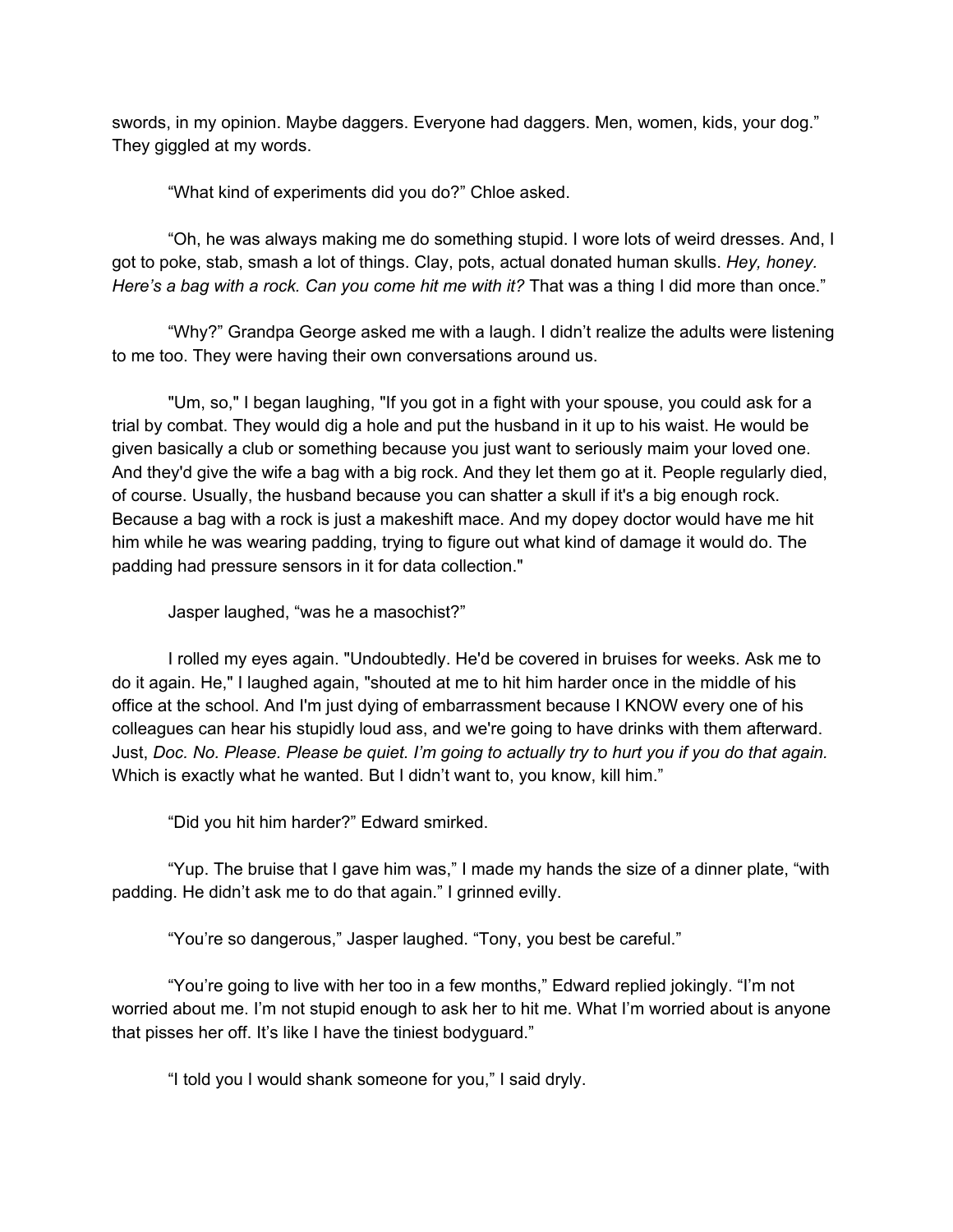swords, in my opinion. Maybe daggers. Everyone had daggers. Men, women, kids, your dog." They giggled at my words.

"What kind of experiments did you do?" Chloe asked.

"Oh, he was always making me do something stupid. I wore lots of weird dresses. And, I got to poke, stab, smash a lot of things. Clay, pots, actual donated human skulls. *Hey, honey. Here's a bag with a rock. Can you come hit me with it?* That was a thing I did more than once."

"Why?" Grandpa George asked me with a laugh. I didn't realize the adults were listening to me too. They were having their own conversations around us.

"Um, so," I began laughing, "If you got in a fight with your spouse, you could ask for a trial by combat. They would dig a hole and put the husband in it up to his waist. He would be given basically a club or something because you just want to seriously maim your loved one. And they'd give the wife a bag with a big rock. And they let them go at it. People regularly died, of course. Usually, the husband because you can shatter a skull if it's a big enough rock. Because a bag with a rock is just a makeshift mace. And my dopey doctor would have me hit him while he was wearing padding, trying to figure out what kind of damage it would do. The padding had pressure sensors in it for data collection."

Jasper laughed, "was he a masochist?"

I rolled my eyes again. "Undoubtedly. He'd be covered in bruises for weeks. Ask me to do it again. He," I laughed again, "shouted at me to hit him harder once in the middle of his office at the school. And I'm just dying of embarrassment because I KNOW every one of his colleagues can hear his stupidly loud ass, and we're going to have drinks with them afterward. Just, *Doc. No. Please. Please be quiet. I'm going to actually try to hurt you if you do that again.* Which is exactly what he wanted. But I didn't want to, you know, kill him."

"Did you hit him harder?" Edward smirked.

"Yup. The bruise that I gave him was," I made my hands the size of a dinner plate, "with padding. He didn't ask me to do that again." I grinned evilly.

"You're so dangerous," Jasper laughed. "Tony, you best be careful."

"You're going to live with her too in a few months," Edward replied jokingly. "I'm not worried about me. I'm not stupid enough to ask her to hit me. What I'm worried about is anyone that pisses her off. It's like I have the tiniest bodyguard."

"I told you I would shank someone for you," I said dryly.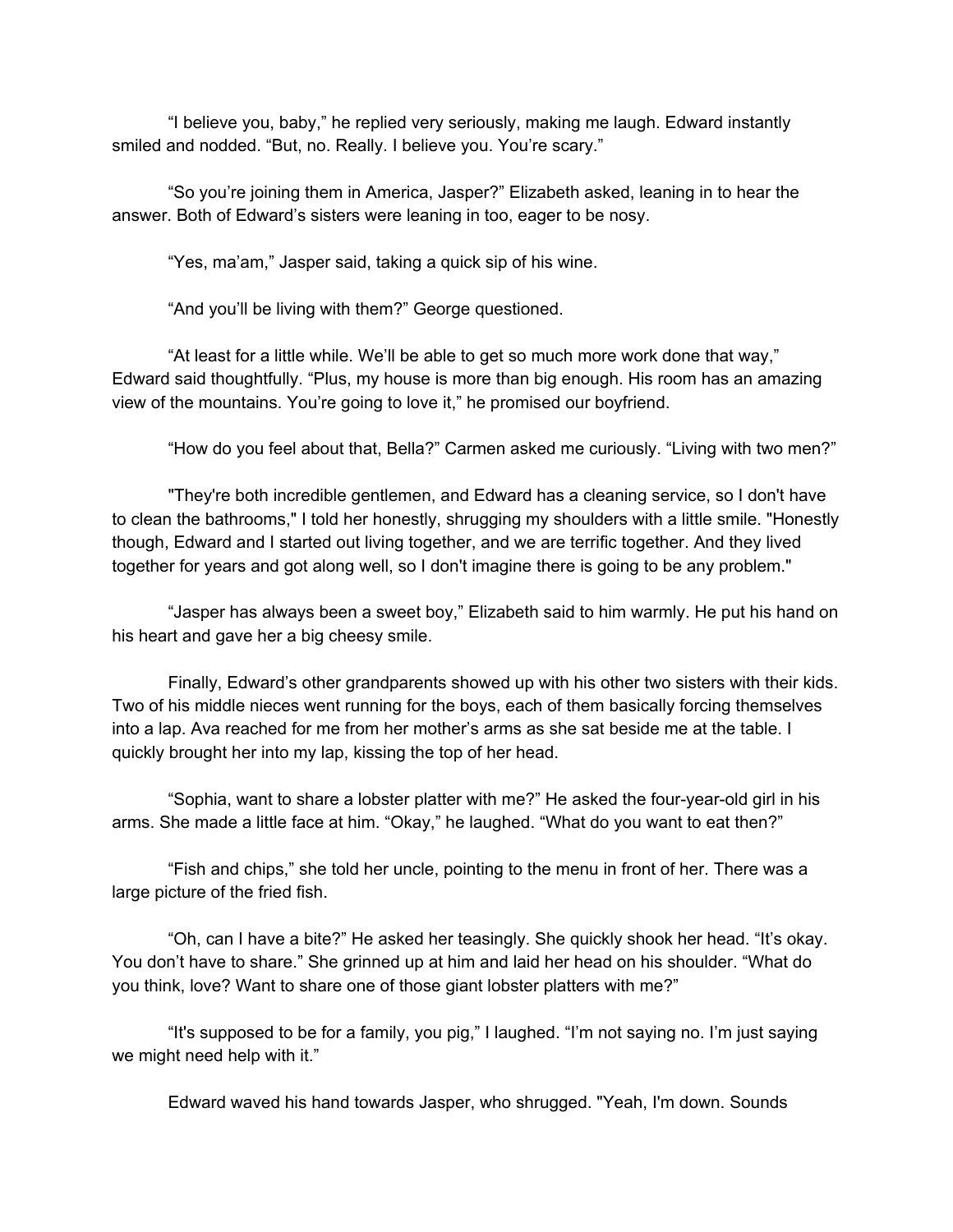"I believe you, baby," he replied very seriously, making me laugh. Edward instantly smiled and nodded. "But, no. Really. I believe you. You're scary."

"So you're joining them in America, Jasper?" Elizabeth asked, leaning in to hear the answer. Both of Edward's sisters were leaning in too, eager to be nosy.

"Yes, ma'am," Jasper said, taking a quick sip of his wine.

"And you'll be living with them?" George questioned.

"At least for a little while. We'll be able to get so much more work done that way," Edward said thoughtfully. "Plus, my house is more than big enough. His room has an amazing view of the mountains. You're going to love it," he promised our boyfriend.

"How do you feel about that, Bella?" Carmen asked me curiously. "Living with two men?"

"They're both incredible gentlemen, and Edward has a cleaning service, so I don't have to clean the bathrooms," I told her honestly, shrugging my shoulders with a little smile. "Honestly though, Edward and I started out living together, and we are terrific together. And they lived together for years and got along well, so I don't imagine there is going to be any problem."

"Jasper has always been a sweet boy," Elizabeth said to him warmly. He put his hand on his heart and gave her a big cheesy smile.

Finally, Edward's other grandparents showed up with his other two sisters with their kids. Two of his middle nieces went running for the boys, each of them basically forcing themselves into a lap. Ava reached for me from her mother's arms as she sat beside me at the table. I quickly brought her into my lap, kissing the top of her head.

"Sophia, want to share a lobster platter with me?" He asked the four-year-old girl in his arms. She made a little face at him. "Okay," he laughed. "What do you want to eat then?"

"Fish and chips," she told her uncle, pointing to the menu in front of her. There was a large picture of the fried fish.

"Oh, can I have a bite?" He asked her teasingly. She quickly shook her head. "It's okay. You don't have to share." She grinned up at him and laid her head on his shoulder. "What do you think, love? Want to share one of those giant lobster platters with me?"

"It's supposed to be for a family, you pig," I laughed. "I'm not saying no. I'm just saying we might need help with it."

Edward waved his hand towards Jasper, who shrugged. "Yeah, I'm down. Sounds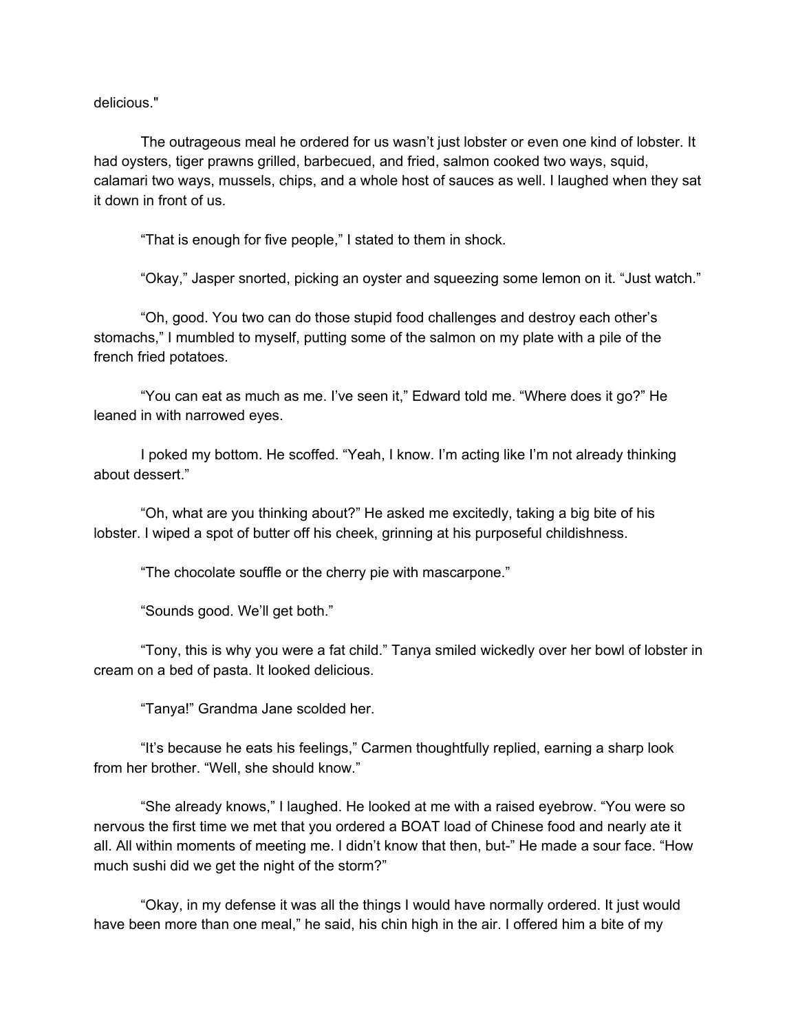delicious."

The outrageous meal he ordered for us wasn't just lobster or even one kind of lobster. It had oysters, tiger prawns grilled, barbecued, and fried, salmon cooked two ways, squid, calamari two ways, mussels, chips, and a whole host of sauces as well. I laughed when they sat it down in front of us.

"That is enough for five people," I stated to them in shock.

"Okay," Jasper snorted, picking an oyster and squeezing some lemon on it. "Just watch."

"Oh, good. You two can do those stupid food challenges and destroy each other's stomachs," I mumbled to myself, putting some of the salmon on my plate with a pile of the french fried potatoes.

"You can eat as much as me. I've seen it," Edward told me. "Where does it go?" He leaned in with narrowed eyes.

I poked my bottom. He scoffed. "Yeah, I know. I'm acting like I'm not already thinking about dessert."

"Oh, what are you thinking about?" He asked me excitedly, taking a big bite of his lobster. I wiped a spot of butter off his cheek, grinning at his purposeful childishness.

"The chocolate souffle or the cherry pie with mascarpone."

"Sounds good. We'll get both."

"Tony, this is why you were a fat child." Tanya smiled wickedly over her bowl of lobster in cream on a bed of pasta. It looked delicious.

"Tanya!" Grandma Jane scolded her.

"It's because he eats his feelings," Carmen thoughtfully replied, earning a sharp look from her brother. "Well, she should know."

"She already knows," I laughed. He looked at me with a raised eyebrow. "You were so nervous the first time we met that you ordered a BOAT load of Chinese food and nearly ate it all. All within moments of meeting me. I didn't know that then, but-" He made a sour face. "How much sushi did we get the night of the storm?"

"Okay, in my defense it was all the things I would have normally ordered. It just would have been more than one meal," he said, his chin high in the air. I offered him a bite of my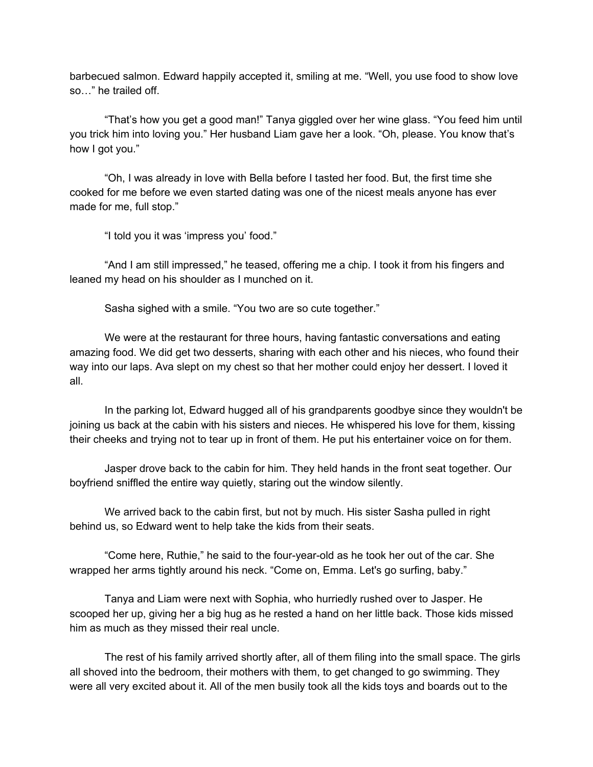barbecued salmon. Edward happily accepted it, smiling at me. "Well, you use food to show love so…" he trailed off.

"That's how you get a good man!" Tanya giggled over her wine glass. "You feed him until you trick him into loving you." Her husband Liam gave her a look. "Oh, please. You know that's how I got you."

"Oh, I was already in love with Bella before I tasted her food. But, the first time she cooked for me before we even started dating was one of the nicest meals anyone has ever made for me, full stop."

"I told you it was 'impress you' food."

"And I am still impressed," he teased, offering me a chip. I took it from his fingers and leaned my head on his shoulder as I munched on it.

Sasha sighed with a smile. "You two are so cute together."

We were at the restaurant for three hours, having fantastic conversations and eating amazing food. We did get two desserts, sharing with each other and his nieces, who found their way into our laps. Ava slept on my chest so that her mother could enjoy her dessert. I loved it all.

In the parking lot, Edward hugged all of his grandparents goodbye since they wouldn't be joining us back at the cabin with his sisters and nieces. He whispered his love for them, kissing their cheeks and trying not to tear up in front of them. He put his entertainer voice on for them.

Jasper drove back to the cabin for him. They held hands in the front seat together. Our boyfriend sniffled the entire way quietly, staring out the window silently.

We arrived back to the cabin first, but not by much. His sister Sasha pulled in right behind us, so Edward went to help take the kids from their seats.

"Come here, Ruthie," he said to the four-year-old as he took her out of the car. She wrapped her arms tightly around his neck. "Come on, Emma. Let's go surfing, baby."

Tanya and Liam were next with Sophia, who hurriedly rushed over to Jasper. He scooped her up, giving her a big hug as he rested a hand on her little back. Those kids missed him as much as they missed their real uncle.

The rest of his family arrived shortly after, all of them filing into the small space. The girls all shoved into the bedroom, their mothers with them, to get changed to go swimming. They were all very excited about it. All of the men busily took all the kids toys and boards out to the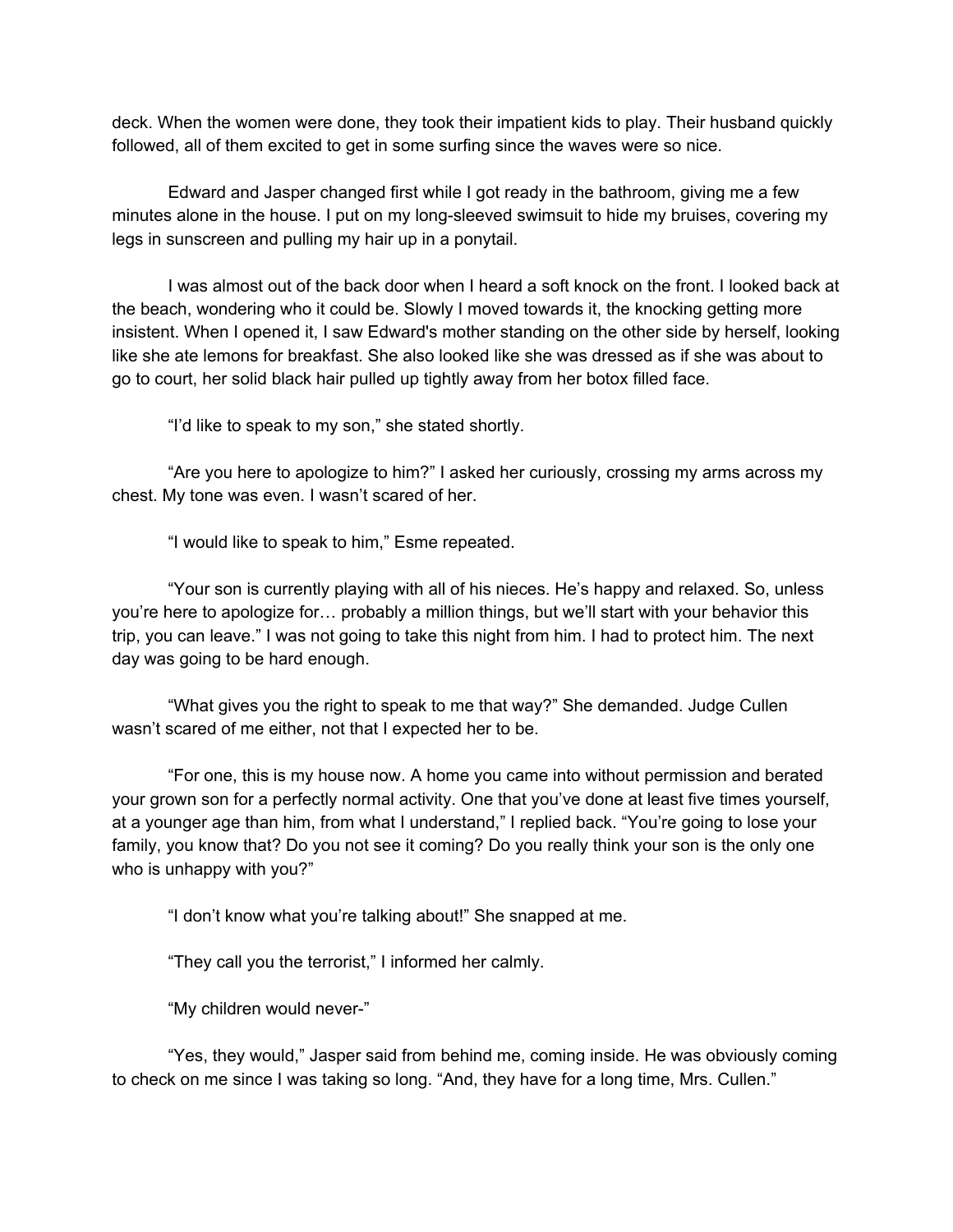deck. When the women were done, they took their impatient kids to play. Their husband quickly followed, all of them excited to get in some surfing since the waves were so nice.

Edward and Jasper changed first while I got ready in the bathroom, giving me a few minutes alone in the house. I put on my long-sleeved swimsuit to hide my bruises, covering my legs in sunscreen and pulling my hair up in a ponytail.

I was almost out of the back door when I heard a soft knock on the front. I looked back at the beach, wondering who it could be. Slowly I moved towards it, the knocking getting more insistent. When I opened it, I saw Edward's mother standing on the other side by herself, looking like she ate lemons for breakfast. She also looked like she was dressed as if she was about to go to court, her solid black hair pulled up tightly away from her botox filled face.

"I'd like to speak to my son," she stated shortly.

"Are you here to apologize to him?" I asked her curiously, crossing my arms across my chest. My tone was even. I wasn't scared of her.

"I would like to speak to him," Esme repeated.

"Your son is currently playing with all of his nieces. He's happy and relaxed. So, unless you're here to apologize for… probably a million things, but we'll start with your behavior this trip, you can leave." I was not going to take this night from him. I had to protect him. The next day was going to be hard enough.

"What gives you the right to speak to me that way?" She demanded. Judge Cullen wasn't scared of me either, not that I expected her to be.

"For one, this is my house now. A home you came into without permission and berated your grown son for a perfectly normal activity. One that you've done at least five times yourself, at a younger age than him, from what I understand," I replied back. "You're going to lose your family, you know that? Do you not see it coming? Do you really think your son is the only one who is unhappy with you?"

"I don't know what you're talking about!" She snapped at me.

"They call you the terrorist," I informed her calmly.

"My children would never-"

"Yes, they would," Jasper said from behind me, coming inside. He was obviously coming to check on me since I was taking so long. "And, they have for a long time, Mrs. Cullen."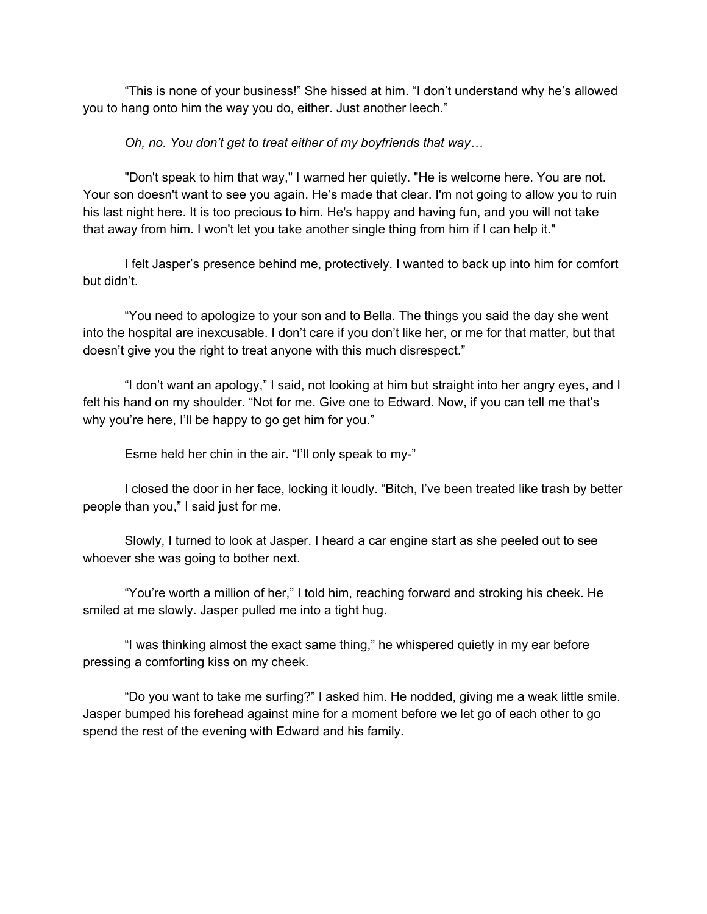“This is none of your business!” She hissed at him. “I don’t understand why he’s allowed you to hang onto him the way you do, either. Just another leech.”

*Oh, no. You don’t get to treat either of my boyfriends that way…*

"Don't speak to him that way," I warned her quietly. "He is welcome here. You are not. Your son doesn't want to see you again. He’s made that clear. I'm not going to allow you to ruin his last night here. It is too precious to him. He's happy and having fun, and you will not take that away from him. I won't let you take another single thing from him if I can help it."

I felt Jasper’s presence behind me, protectively. I wanted to back up into him for comfort but didn’t.

“You need to apologize to your son and to Bella. The things you said the day she went into the hospital are inexcusable. I don’t care if you don’t like her, or me for that matter, but that doesn’t give you the right to treat anyone with this much disrespect.”

“I don’t want an apology,” I said, not looking at him but straight into her angry eyes, and I felt his hand on my shoulder. “Not for me. Give one to Edward. Now, if you can tell me that’s why you’re here, I’ll be happy to go get him for you.”

Esme held her chin in the air. “I’ll only speak to my-”

I closed the door in her face, locking it loudly. “Bitch, I’ve been treated like trash by better people than you,” I said just for me.

Slowly, I turned to look at Jasper. I heard a car engine start as she peeled out to see whoever she was going to bother next.

“You’re worth a million of her,” I told him, reaching forward and stroking his cheek. He smiled at me slowly. Jasper pulled me into a tight hug.

“I was thinking almost the exact same thing,” he whispered quietly in my ear before pressing a comforting kiss on my cheek.

“Do you want to take me surfing?” I asked him. He nodded, giving me a weak little smile. Jasper bumped his forehead against mine for a moment before we let go of each other to go spend the rest of the evening with Edward and his family.